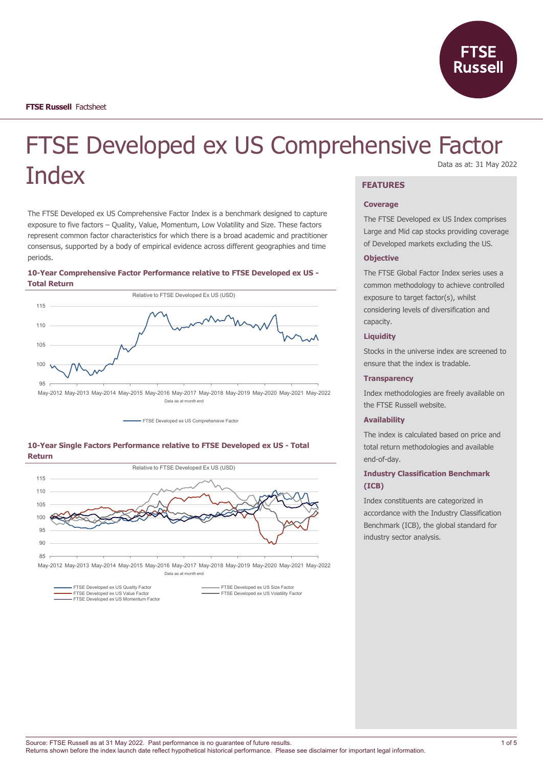FTSE Russell Factsheet

# FTSE Developed ex US Comprehensive Factor Index

Data as at: 31 May 2022

The FTSE Developed ex US Comprehensive Factor Index is a benchmark designed to capture exposure to five factors – Quality, Value, Momentum, Low Volatility and Size. These factors represent common factor characteristics for which there is a broad academic and practitioner consensus, supported by a body of empirical evidence across different geographies and time periods.

### 10-Year Comprehensive Factor Performance relative to FTSE Developed ex US - Total Return

Relative to FTSE Developed Ex US (USD)

Data as at month end

FTSE Developed ex US Comprehensive Factor

### 10-Year Single Factors Performance relative to FTSE Developed ex US - Total Return

Relative to FTSE Developed Ex US (USD)

Data as at month end

FTSE Developed ex US Quality Factor
FTSE Developed ex US Value Factor
FTSE Developed ex US Momentum Factor
FTSE Developed ex US Size Factor
FTSE Developed ex US Volatility Factor

## FEATURES

### Coverage

The FTSE Developed ex US Index comprises Large and Mid cap stocks providing coverage of Developed markets excluding the US.

### Objective

The FTSE Global Factor Index series uses a common methodology to achieve controlled exposure to target factor(s), whilst considering levels of diversification and capacity.

### Liquidity

Stocks in the universe index are screened to ensure that the index is tradable.

### Transparency

Index methodologies are freely available on the FTSE Russell website.

### Availability

The index is calculated based on price and total return methodologies and available end-of-day.

### Industry Classification Benchmark (ICB)

Index constituents are categorized in accordance with the Industry Classification Benchmark (ICB), the global standard for industry sector analysis.

Source: FTSE Russell as at 31 May 2022. Past performance is no guarantee of future results.
Returns shown before the index launch date reflect hypothetical historical performance. Please see disclaimer for important legal information.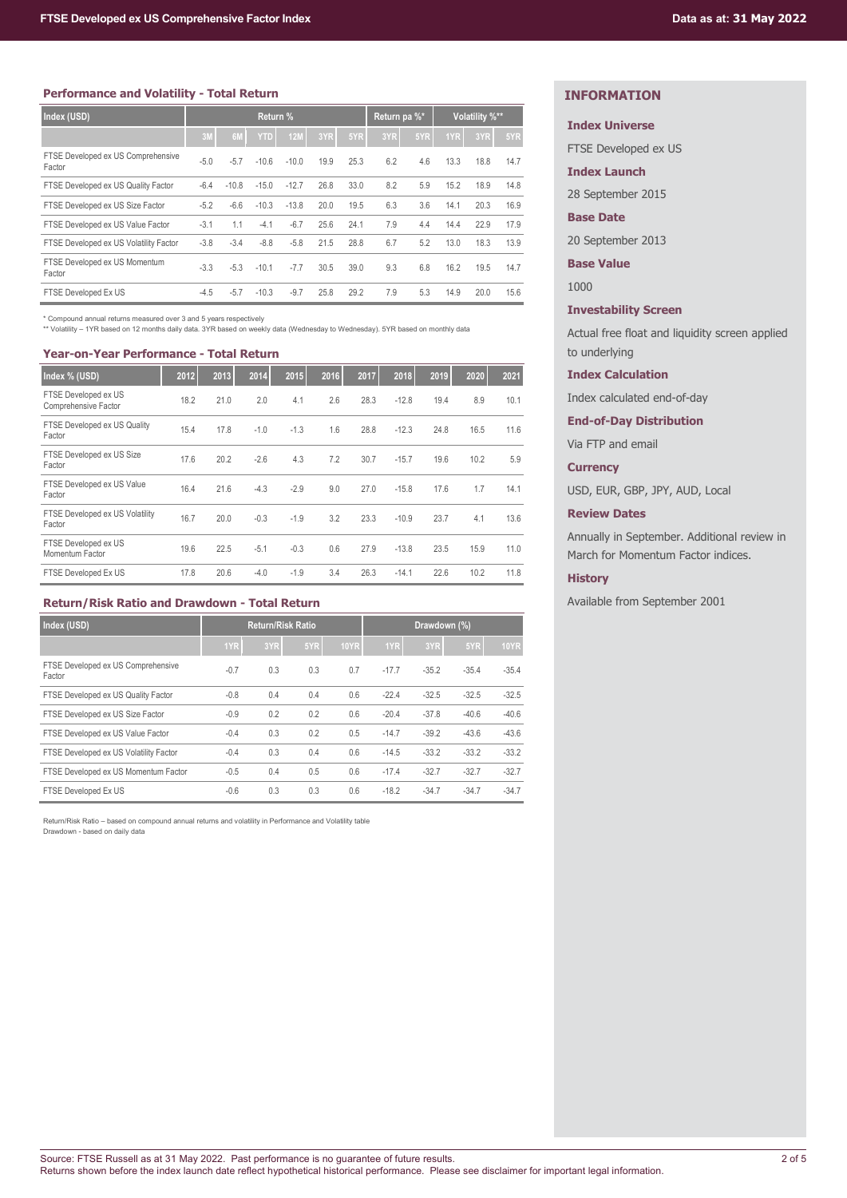## Performance and Volatility - Total Return

| Index (USD) | Return % | | | | | | Return pa %* | | Volatility %** | | |
|---|---|---|---|---|---|---|---|---|---|---|---|
| | 3M | 6M | YTD | 12M | 3YR | 5YR | 3YR | 5YR | 1YR | 3YR | 5YR |
| FTSE Developed ex US Comprehensive Factor | -5.0 | -5.7 | -10.6 | -10.0 | 19.9 | 25.3 | 6.2 | 4.6 | 13.3 | 18.8 | 14.7 |
| FTSE Developed ex US Quality Factor | -6.4 | -10.8 | -15.0 | -12.7 | 26.8 | 33.0 | 8.2 | 5.9 | 15.2 | 18.9 | 14.8 |
| FTSE Developed ex US Size Factor | -5.2 | -6.6 | -10.3 | -13.8 | 20.0 | 19.5 | 6.3 | 3.6 | 14.1 | 20.3 | 16.9 |
| FTSE Developed ex US Value Factor | -3.1 | 1.1 | -4.1 | -6.7 | 25.6 | 24.1 | 7.9 | 4.4 | 14.4 | 22.9 | 17.9 |
| FTSE Developed ex US Volatility Factor | -3.8 | -3.4 | -8.8 | -5.8 | 21.5 | 28.8 | 6.7 | 5.2 | 13.0 | 18.3 | 13.9 |
| FTSE Developed ex US Momentum Factor | -3.3 | -5.3 | -10.1 | -7.7 | 30.5 | 39.0 | 9.3 | 6.8 | 16.2 | 19.5 | 14.7 |
| FTSE Developed Ex US | -4.5 | -5.7 | -10.3 | -9.7 | 25.8 | 29.2 | 7.9 | 5.3 | 14.9 | 20.0 | 15.6 |

\* Compound annual returns measured over 3 and 5 years respectively
\*\* Volatility – 1YR based on 12 months daily data. 3YR based on weekly data (Wednesday to Wednesday). 5YR based on monthly data

## Year-on-Year Performance - Total Return

| Index % (USD) | 2012 | 2013 | 2014 | 2015 | 2016 | 2017 | 2018 | 2019 | 2020 | 2021 |
|---|---|---|---|---|---|---|---|---|---|---|
| FTSE Developed ex US Comprehensive Factor | 18.2 | 21.0 | 2.0 | 4.1 | 2.6 | 28.3 | -12.8 | 19.4 | 8.9 | 10.1 |
| FTSE Developed ex US Quality Factor | 15.4 | 17.8 | -1.0 | -1.3 | 1.6 | 28.8 | -12.3 | 24.8 | 16.5 | 11.6 |
| FTSE Developed ex US Size Factor | 17.6 | 20.2 | -2.6 | 4.3 | 7.2 | 30.7 | -15.7 | 19.6 | 10.2 | 5.9 |
| FTSE Developed ex US Value Factor | 16.4 | 21.6 | -4.3 | -2.9 | 9.0 | 27.0 | -15.8 | 17.6 | 1.7 | 14.1 |
| FTSE Developed ex US Volatility Factor | 16.7 | 20.0 | -0.3 | -1.9 | 3.2 | 23.3 | -10.9 | 23.7 | 4.1 | 13.6 |
| FTSE Developed ex US Momentum Factor | 19.6 | 22.5 | -5.1 | -0.3 | 0.6 | 27.9 | -13.8 | 23.5 | 15.9 | 11.0 |
| FTSE Developed Ex US | 17.8 | 20.6 | -4.0 | -1.9 | 3.4 | 26.3 | -14.1 | 22.6 | 10.2 | 11.8 |

## Return/Risk Ratio and Drawdown - Total Return

| Index (USD) | Return/Risk Ratio | | | | Drawdown (%) | | | |
|---|---|---|---|---|---|---|---|---|
| | 1YR | 3YR | 5YR | 10YR | 1YR | 3YR | 5YR | 10YR |
| FTSE Developed ex US Comprehensive Factor | -0.7 | 0.3 | 0.3 | 0.7 | -17.7 | -35.2 | -35.4 | -35.4 |
| FTSE Developed ex US Quality Factor | -0.8 | 0.4 | 0.4 | 0.6 | -22.4 | -32.5 | -32.5 | -32.5 |
| FTSE Developed ex US Size Factor | -0.9 | 0.2 | 0.2 | 0.6 | -20.4 | -37.8 | -40.6 | -40.6 |
| FTSE Developed ex US Value Factor | -0.4 | 0.3 | 0.2 | 0.5 | -14.7 | -39.2 | -43.6 | -43.6 |
| FTSE Developed ex US Volatility Factor | -0.4 | 0.3 | 0.4 | 0.6 | -14.5 | -33.2 | -33.2 | -33.2 |
| FTSE Developed ex US Momentum Factor | -0.5 | 0.4 | 0.5 | 0.6 | -17.4 | -32.7 | -32.7 | -32.7 |
| FTSE Developed Ex US | -0.6 | 0.3 | 0.3 | 0.6 | -18.2 | -34.7 | -34.7 | -34.7 |

Return/Risk Ratio – based on compound annual returns and volatility in Performance and Volatility table
Drawdown - based on daily data

## INFORMATION

**Index Universe**

FTSE Developed ex US

**Index Launch**

28 September 2015

**Base Date**

20 September 2013

**Base Value**

1000

**Investability Screen**

Actual free float and liquidity screen applied to underlying

**Index Calculation**

Index calculated end-of-day

**End-of-Day Distribution**

Via FTP and email

**Currency**

USD, EUR, GBP, JPY, AUD, Local

**Review Dates**

Annually in September. Additional review in March for Momentum Factor indices.

**History**

Available from September 2001

Source: FTSE Russell as at 31 May 2022. Past performance is no guarantee of future results.
Returns shown before the index launch date reflect hypothetical historical performance. Please see disclaimer for important legal information.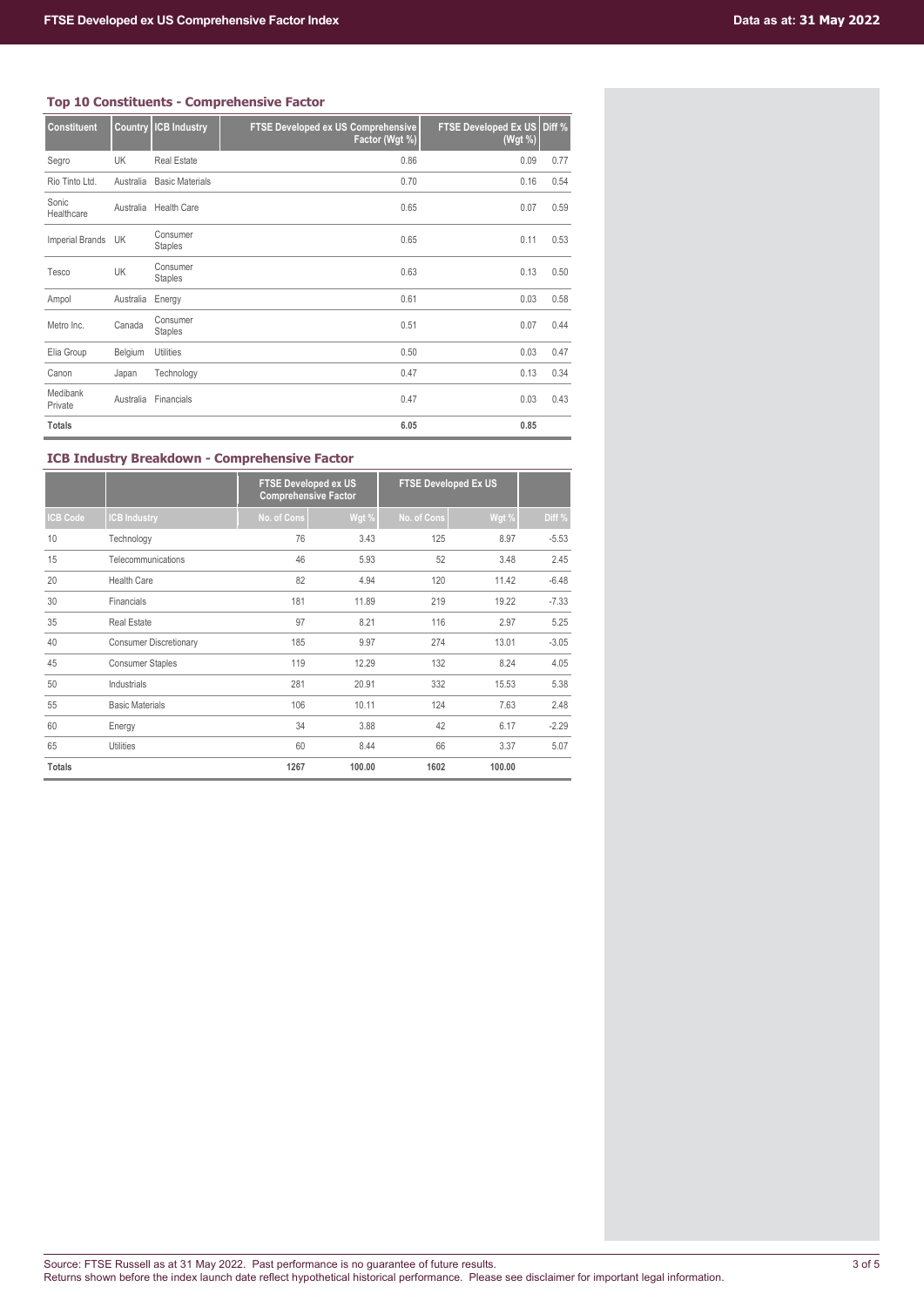## Top 10 Constituents - Comprehensive Factor

| Constituent | Country | ICB Industry | FTSE Developed ex US Comprehensive Factor (Wgt %) | FTSE Developed Ex US (Wgt %) | Diff % |
|---|---|---|---|---|---|
| Segro | UK | Real Estate | 0.86 | 0.09 | 0.77 |
| Rio Tinto Ltd. | Australia | Basic Materials | 0.70 | 0.16 | 0.54 |
| Sonic Healthcare | Australia | Health Care | 0.65 | 0.07 | 0.59 |
| Imperial Brands | UK | Consumer Staples | 0.65 | 0.11 | 0.53 |
| Tesco | UK | Consumer Staples | 0.63 | 0.13 | 0.50 |
| Ampol | Australia | Energy | 0.61 | 0.03 | 0.58 |
| Metro Inc. | Canada | Consumer Staples | 0.51 | 0.07 | 0.44 |
| Elia Group | Belgium | Utilities | 0.50 | 0.03 | 0.47 |
| Canon | Japan | Technology | 0.47 | 0.13 | 0.34 |
| Medibank Private | Australia | Financials | 0.47 | 0.03 | 0.43 |
| **Totals** | | | **6.05** | **0.85** | |

## ICB Industry Breakdown - Comprehensive Factor

| | | FTSE Developed ex US Comprehensive Factor | | FTSE Developed Ex US | | |
|---|---|---|---|---|---|---|
| ICB Code | ICB Industry | No. of Cons | Wgt % | No. of Cons | Wgt % | Diff % |
| 10 | Technology | 76 | 3.43 | 125 | 8.97 | -5.53 |
| 15 | Telecommunications | 46 | 5.93 | 52 | 3.48 | 2.45 |
| 20 | Health Care | 82 | 4.94 | 120 | 11.42 | -6.48 |
| 30 | Financials | 181 | 11.89 | 219 | 19.22 | -7.33 |
| 35 | Real Estate | 97 | 8.21 | 116 | 2.97 | 5.25 |
| 40 | Consumer Discretionary | 185 | 9.97 | 274 | 13.01 | -3.05 |
| 45 | Consumer Staples | 119 | 12.29 | 132 | 8.24 | 4.05 |
| 50 | Industrials | 281 | 20.91 | 332 | 15.53 | 5.38 |
| 55 | Basic Materials | 106 | 10.11 | 124 | 7.63 | 2.48 |
| 60 | Energy | 34 | 3.88 | 42 | 6.17 | -2.29 |
| 65 | Utilities | 60 | 8.44 | 66 | 3.37 | 5.07 |
| **Totals** | | **1267** | **100.00** | **1602** | **100.00** | |

Source: FTSE Russell as at 31 May 2022. Past performance is no guarantee of future results.
Returns shown before the index launch date reflect hypothetical historical performance. Please see disclaimer for important legal information.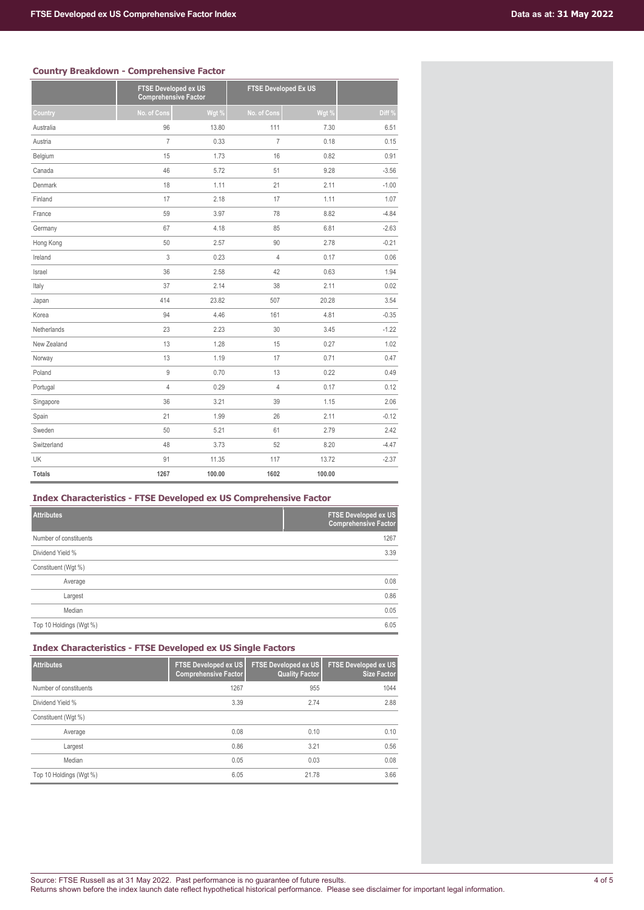## Country Breakdown - Comprehensive Factor

| | FTSE Developed ex US Comprehensive Factor | | FTSE Developed Ex US | | |
|---|---|---|---|---|---|
| Country | No. of Cons | Wgt % | No. of Cons | Wgt % | Diff % |
| Australia | 96 | 13.80 | 111 | 7.30 | 6.51 |
| Austria | 7 | 0.33 | 7 | 0.18 | 0.15 |
| Belgium | 15 | 1.73 | 16 | 0.82 | 0.91 |
| Canada | 46 | 5.72 | 51 | 9.28 | -3.56 |
| Denmark | 18 | 1.11 | 21 | 2.11 | -1.00 |
| Finland | 17 | 2.18 | 17 | 1.11 | 1.07 |
| France | 59 | 3.97 | 78 | 8.82 | -4.84 |
| Germany | 67 | 4.18 | 85 | 6.81 | -2.63 |
| Hong Kong | 50 | 2.57 | 90 | 2.78 | -0.21 |
| Ireland | 3 | 0.23 | 4 | 0.17 | 0.06 |
| Israel | 36 | 2.58 | 42 | 0.63 | 1.94 |
| Italy | 37 | 2.14 | 38 | 2.11 | 0.02 |
| Japan | 414 | 23.82 | 507 | 20.28 | 3.54 |
| Korea | 94 | 4.46 | 161 | 4.81 | -0.35 |
| Netherlands | 23 | 2.23 | 30 | 3.45 | -1.22 |
| New Zealand | 13 | 1.28 | 15 | 0.27 | 1.02 |
| Norway | 13 | 1.19 | 17 | 0.71 | 0.47 |
| Poland | 9 | 0.70 | 13 | 0.22 | 0.49 |
| Portugal | 4 | 0.29 | 4 | 0.17 | 0.12 |
| Singapore | 36 | 3.21 | 39 | 1.15 | 2.06 |
| Spain | 21 | 1.99 | 26 | 2.11 | -0.12 |
| Sweden | 50 | 5.21 | 61 | 2.79 | 2.42 |
| Switzerland | 48 | 3.73 | 52 | 8.20 | -4.47 |
| UK | 91 | 11.35 | 117 | 13.72 | -2.37 |
| **Totals** | **1267** | **100.00** | **1602** | **100.00** | |

## Index Characteristics - FTSE Developed ex US Comprehensive Factor

| Attributes | FTSE Developed ex US Comprehensive Factor |
|---|---|
| Number of constituents | 1267 |
| Dividend Yield % | 3.39 |
| Constituent (Wgt %) | |
| Average | 0.08 |
| Largest | 0.86 |
| Median | 0.05 |
| Top 10 Holdings (Wgt %) | 6.05 |

## Index Characteristics - FTSE Developed ex US Single Factors

| Attributes | FTSE Developed ex US Comprehensive Factor | FTSE Developed ex US Quality Factor | FTSE Developed ex US Size Factor |
|---|---|---|---|
| Number of constituents | 1267 | 955 | 1044 |
| Dividend Yield % | 3.39 | 2.74 | 2.88 |
| Constituent (Wgt %) | | | |
| Average | 0.08 | 0.10 | 0.10 |
| Largest | 0.86 | 3.21 | 0.56 |
| Median | 0.05 | 0.03 | 0.08 |
| Top 10 Holdings (Wgt %) | 6.05 | 21.78 | 3.66 |

Source: FTSE Russell as at 31 May 2022. Past performance is no guarantee of future results.
Returns shown before the index launch date reflect hypothetical historical performance. Please see disclaimer for important legal information.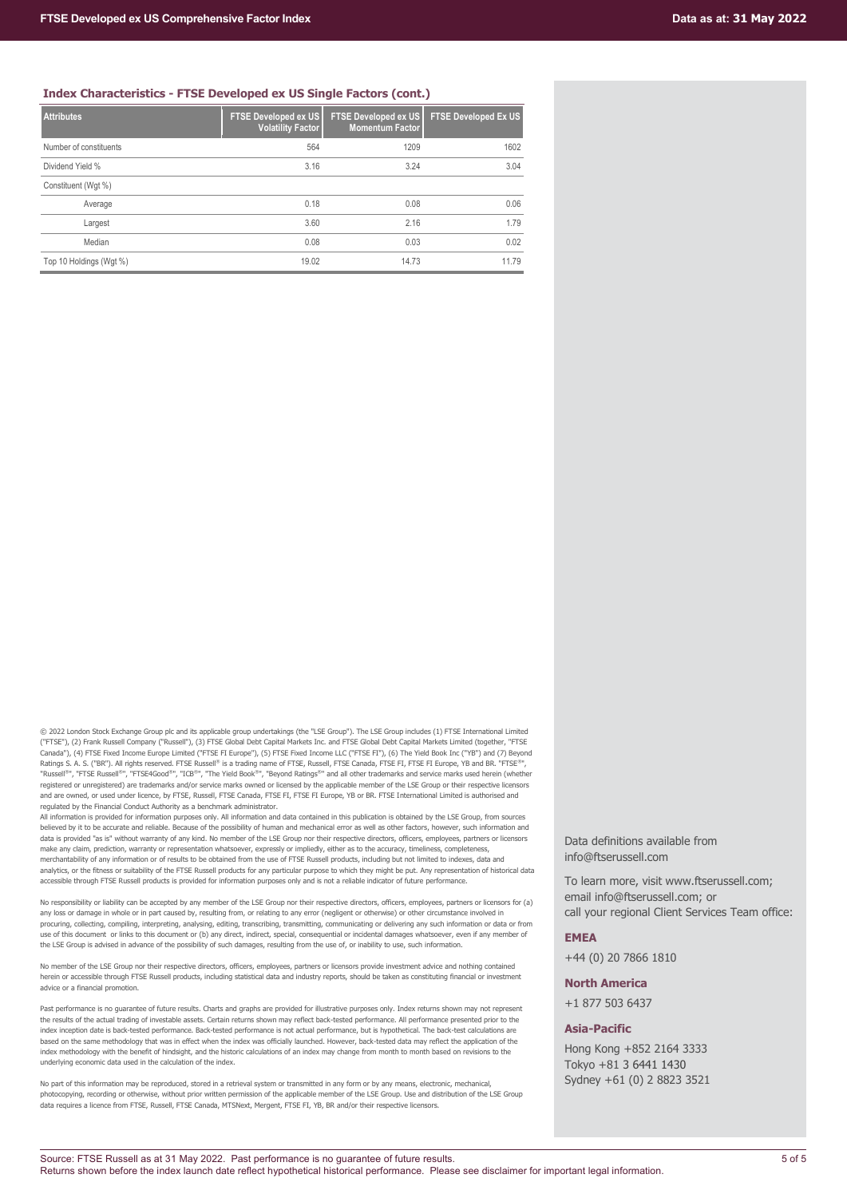### Index Characteristics - FTSE Developed ex US Single Factors (cont.)

| Attributes | FTSE Developed ex US Volatility Factor | FTSE Developed ex US Momentum Factor | FTSE Developed Ex US |
|---|---|---|---|
| Number of constituents | 564 | 1209 | 1602 |
| Dividend Yield % | 3.16 | 3.24 | 3.04 |
| Constituent (Wgt %) | | | |
| Average | 0.18 | 0.08 | 0.06 |
| Largest | 3.60 | 2.16 | 1.79 |
| Median | 0.08 | 0.03 | 0.02 |
| Top 10 Holdings (Wgt %) | 19.02 | 14.73 | 11.79 |

© 2022 London Stock Exchange Group plc and its applicable group undertakings (the "LSE Group"). The LSE Group includes (1) FTSE International Limited ("FTSE"), (2) Frank Russell Company ("Russell"), (3) FTSE Global Debt Capital Markets Inc. and FTSE Global Debt Capital Markets Limited (together, "FTSE Canada"), (4) FTSE Fixed Income Europe Limited ("FTSE FI Europe"), (5) FTSE Fixed Income LLC ("FTSE FI"), (6) The Yield Book Inc ("YB") and (7) Beyond Ratings S. A. S. ("BR"). All rights reserved. FTSE Russell® is a trading name of FTSE, Russell, FTSE Canada, FTSE FI, FTSE FI Europe, YB and BR. "FTSE®", "Russell®", "FTSE Russell®", "FTSE4Good®", "ICB®", "The Yield Book®", "Beyond Ratings®" and all other trademarks and service marks used herein (whether registered or unregistered) are trademarks and/or service marks owned or licensed by the applicable member of the LSE Group or their respective licensors and are owned, or used under licence, by FTSE, Russell, FTSE Canada, FTSE FI, FTSE FI Europe, YB or BR. FTSE International Limited is authorised and regulated by the Financial Conduct Authority as a benchmark administrator.

All information is provided for information purposes only. All information and data contained in this publication is obtained by the LSE Group, from sources believed by it to be accurate and reliable. Because of the possibility of human and mechanical error as well as other factors, however, such information and data is provided "as is" without warranty of any kind. No member of the LSE Group nor their respective directors, officers, employees, partners or licensors make any claim, prediction, warranty or representation whatsoever, expressly or impliedly, either as to the accuracy, timeliness, completeness, merchantability of any information or of results to be obtained from the use of FTSE Russell products, including but not limited to indexes, data and analytics, or the fitness or suitability of the FTSE Russell products for any particular purpose to which they might be put. Any representation of historical data accessible through FTSE Russell products is provided for information purposes only and is not a reliable indicator of future performance.

No responsibility or liability can be accepted by any member of the LSE Group nor their respective directors, officers, employees, partners or licensors for (a) any loss or damage in whole or in part caused by, resulting from, or relating to any error (negligent or otherwise) or other circumstance involved in procuring, collecting, compiling, interpreting, analysing, editing, transcribing, transmitting, communicating or delivering any such information or data or from use of this document or links to this document or (b) any direct, indirect, special, consequential or incidental damages whatsoever, even if any member of the LSE Group is advised in advance of the possibility of such damages, resulting from the use of, or inability to use, such information.

No member of the LSE Group nor their respective directors, officers, employees, partners or licensors provide investment advice and nothing contained herein or accessible through FTSE Russell products, including statistical data and industry reports, should be taken as constituting financial or investment advice or a financial promotion.

Past performance is no guarantee of future results. Charts and graphs are provided for illustrative purposes only. Index returns shown may not represent the results of the actual trading of investable assets. Certain returns shown may reflect back-tested performance. All performance presented prior to the index inception date is back-tested performance. Back-tested performance is not actual performance, but is hypothetical. The back-test calculations are based on the same methodology that was in effect when the index was officially launched. However, back-tested data may reflect the application of the index methodology with the benefit of hindsight, and the historic calculations of an index may change from month to month based on revisions to the underlying economic data used in the calculation of the index.

No part of this information may be reproduced, stored in a retrieval system or transmitted in any form or by any means, electronic, mechanical, photocopying, recording or otherwise, without prior written permission of the applicable member of the LSE Group. Use and distribution of the LSE Group data requires a licence from FTSE, Russell, FTSE Canada, MTSNext, Mergent, FTSE FI, YB, BR and/or their respective licensors.

Data definitions available from info@ftserussell.com

To learn more, visit www.ftserussell.com; email info@ftserussell.com; or call your regional Client Services Team office:

**EMEA**

+44 (0) 20 7866 1810

**North America**

+1 877 503 6437

**Asia-Pacific**

Hong Kong +852 2164 3333
Tokyo +81 3 6441 1430
Sydney +61 (0) 2 8823 3521

Source: FTSE Russell as at 31 May 2022. Past performance is no guarantee of future results.
Returns shown before the index launch date reflect hypothetical historical performance. Please see disclaimer for important legal information.